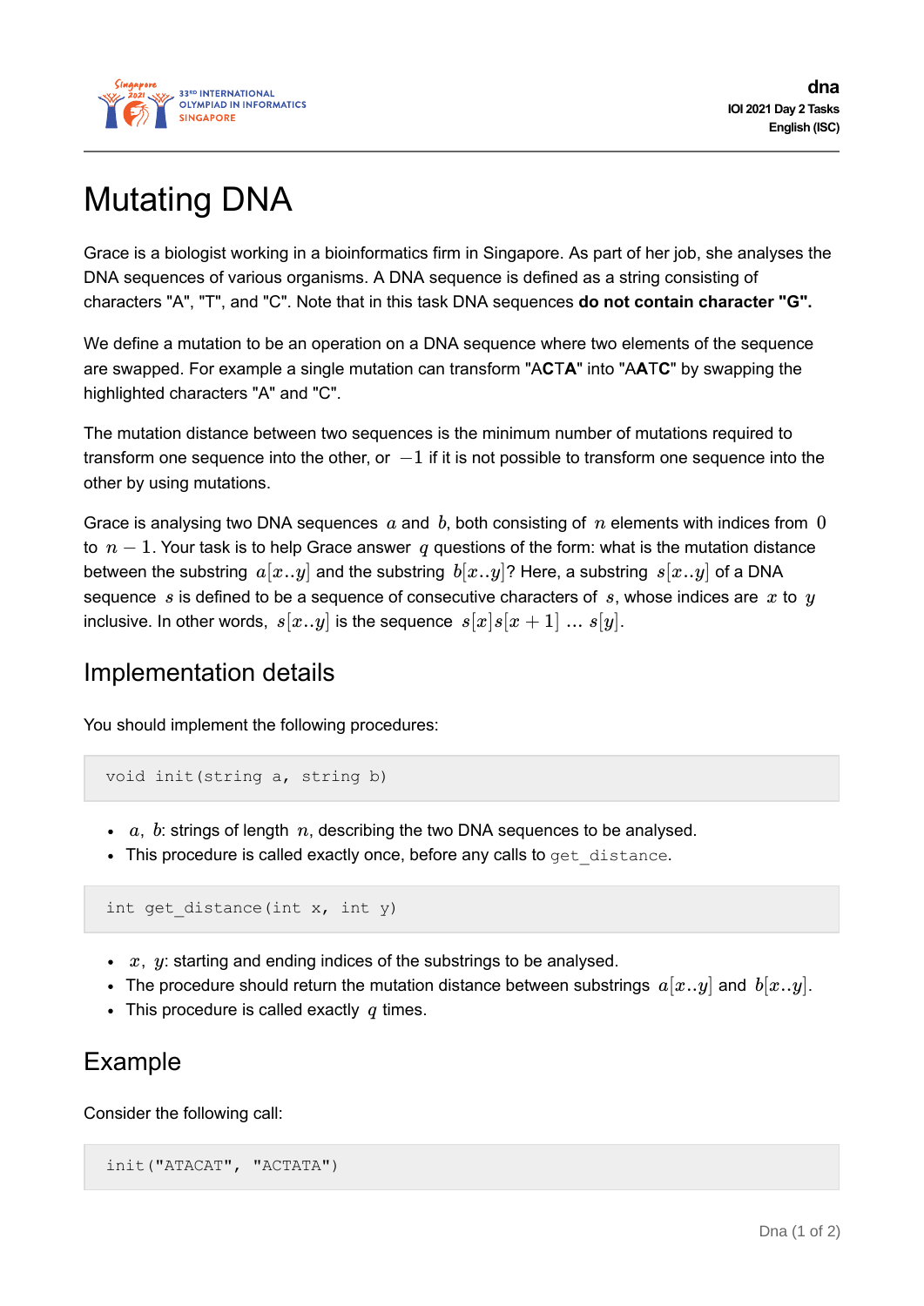# Mutating DNA

Grace is a biologist working in a bioinformatics firm in Singapore. As part of her job, she analyses the DNA sequences of various organisms. A DNA sequence is defined as a string consisting of characters "A", "T", and "C". Note that in this task DNA sequences **do not contain character "G".**

We define a mutation to be an operation on a DNA sequence where two elements of the sequence are swapped. For example a single mutation can transform "A**C**T**A**" into "A**A**T**C**" by swapping the highlighted characters "A" and "C".

The mutation distance between two sequences is the minimum number of mutations required to transform one sequence into the other, or $-1$ if it is not possible to transform one sequence into the other by using mutations.

Grace is analysing two DNA sequences $a$ and $b$, both consisting of $n$ elements with indices from $0$ to $n-1$. Your task is to help Grace answer $q$ questions of the form: what is the mutation distance between the substring $a[x..y]$ and the substring $b[x..y]$? Here, a substring $s[x..y]$ of a DNA sequence $s$ is defined to be a sequence of consecutive characters of $s$, whose indices are $x$ to $y$ inclusive. In other words, $s[x..y]$ is the sequence $s[x]s[x+1]\ \ldots\ s[y]$.

## Implementation details

You should implement the following procedures:

```
void init(string a, string b)
```

- $a$, $b$: strings of length $n$, describing the two DNA sequences to be analysed.
- This procedure is called exactly once, before any calls to `get_distance`.

```
int get_distance(int x, int y)
```

- $x$, $y$: starting and ending indices of the substrings to be analysed.
- The procedure should return the mutation distance between substrings $a[x..y]$ and $b[x..y]$.
- This procedure is called exactly $q$ times.

## Example

Consider the following call:

```
init("ATACAT", "ACTATA")
```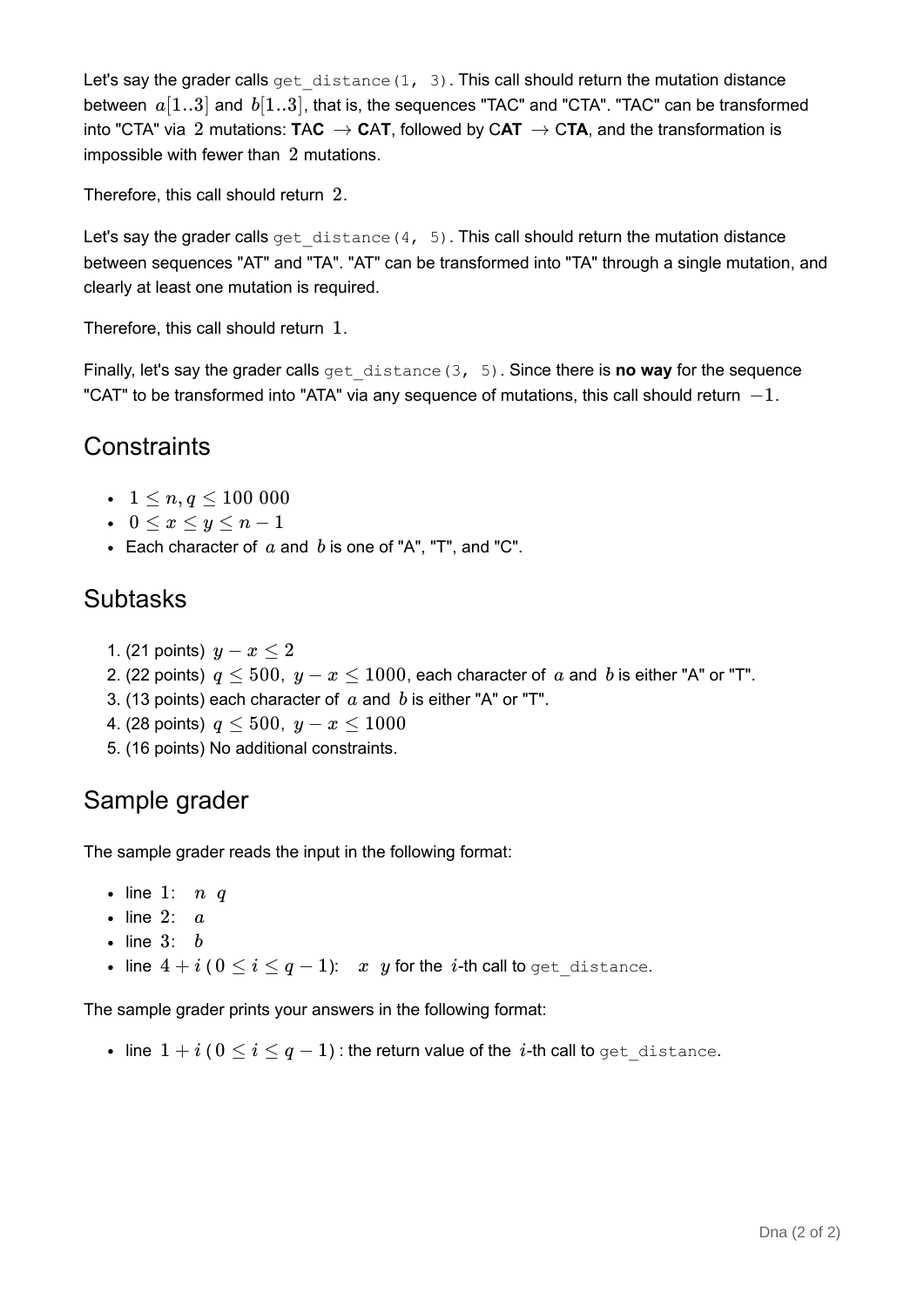Let's say the grader calls `get_distance(1, 3)`. This call should return the mutation distance between $a[1..3]$ and $b[1..3]$, that is, the sequences "TAC" and "CTA". "TAC" can be transformed into "CTA" via $2$ mutations: **T**A**C** $\to$ **C**A**T**, followed by C**AT** $\to$ C**TA**, and the transformation is impossible with fewer than $2$ mutations.

Therefore, this call should return $2$.

Let's say the grader calls `get_distance(4, 5)`. This call should return the mutation distance between sequences "AT" and "TA". "AT" can be transformed into "TA" through a single mutation, and clearly at least one mutation is required.

Therefore, this call should return $1$.

Finally, let's say the grader calls `get_distance(3, 5)`. Since there is **no way** for the sequence "CAT" to be transformed into "ATA" via any sequence of mutations, this call should return $-1$.

## Constraints

- $1 \le n, q \le 100\ 000$
- $0 \le x \le y \le n - 1$
- Each character of $a$ and $b$ is one of "A", "T", and "C".

## Subtasks

1. (21 points) $y - x \le 2$
2. (22 points) $q \le 500,\ y - x \le 1000$, each character of $a$ and $b$ is either "A" or "T".
3. (13 points) each character of $a$ and $b$ is either "A" or "T".
4. (28 points) $q \le 500,\ y - x \le 1000$
5. (16 points) No additional constraints.

## Sample grader

The sample grader reads the input in the following format:

- line $1$: $n\ \ q$
- line $2$: $a$
- line $3$: $b$
- line $4 + i$ ($0 \le i \le q - 1$): $x\ \ y$ for the $i$-th call to `get_distance`.

The sample grader prints your answers in the following format:

- line $1 + i$ ($0 \le i \le q - 1$) : the return value of the $i$-th call to `get_distance`.